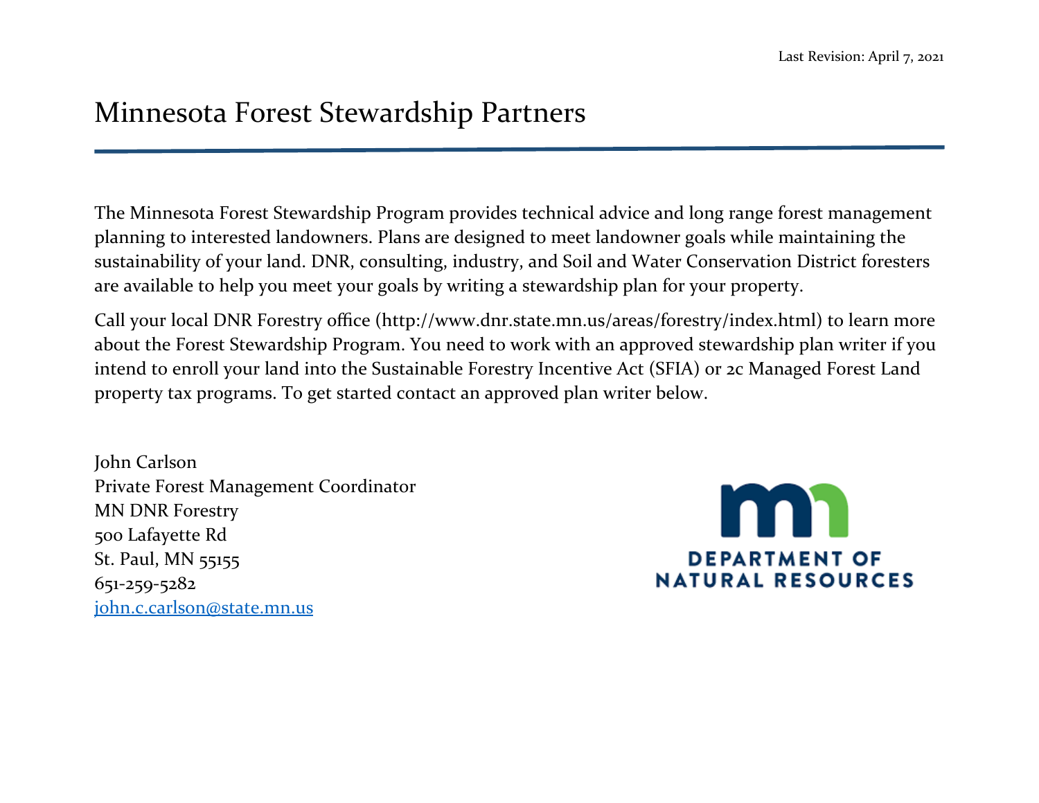Last Revision: April 7, 2021

# Minnesota Forest Stewardship Partners

The Minnesota Forest Stewardship Program provides technical advice and long range forest management planning to interested landowners. Plans are designed to meet landowner goals while maintaining the sustainability of your land. DNR, consulting, industry, and Soil and Water Conservation District foresters are available to help you meet your goals by writing a stewardship plan for your property.

Call your local DNR Forestry office (http://www.dnr.state.mn.us/areas/forestry/index.html) to learn more about the Forest Stewardship Program. You need to work with an approved stewardship plan writer if you intend to enroll your land into the Sustainable Forestry Incentive Act (SFIA) or 2c Managed Forest Land property tax programs. To get started contact an approved plan writer below.

John Carlson
Private Forest Management Coordinator
MN DNR Forestry
500 Lafayette Rd
St. Paul, MN 55155
651-259-5282
john.c.carlson@state.mn.us

mn DEPARTMENT OF NATURAL RESOURCES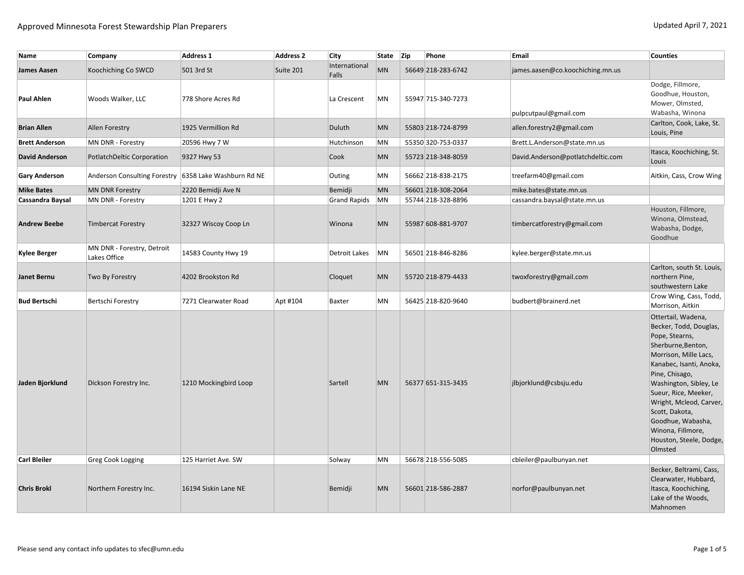# Approved Minnesota Forest Stewardship Plan Preparers

Updated April 7, 2021

| Name | Company | Address 1 | Address 2 | City | State | Zip | Phone | Email | Counties |
|---|---|---|---|---|---|---|---|---|---|
| **James Aasen** | Koochiching Co SWCD | 501 3rd St | Suite 201 | International Falls | MN | 56649 | 218-283-6742 | james.aasen@co.koochiching.mn.us | |
| **Paul Ahlen** | Woods Walker, LLC | 778 Shore Acres Rd | | La Crescent | MN | 55947 | 715-340-7273 | pulpcutpaul@gmail.com | Dodge, Fillmore, Goodhue, Houston, Mower, Olmsted, Wabasha, Winona |
| **Brian Allen** | Allen Forestry | 1925 Vermillion Rd | | Duluth | MN | 55803 | 218-724-8799 | allen.forestry2@gmail.com | Carlton, Cook, Lake, St. Louis, Pine |
| **Brett Anderson** | MN DNR - Forestry | 20596 Hwy 7 W | | Hutchinson | MN | 55350 | 320-753-0337 | Brett.L.Anderson@state.mn.us | |
| **David Anderson** | PotlatchDeltic Corporation | 9327 Hwy 53 | | Cook | MN | 55723 | 218-348-8059 | David.Anderson@potlatchdeltic.com | Itasca, Koochiching, St. Louis |
| **Gary Anderson** | Anderson Consulting Forestry | 6358 Lake Washburn Rd NE | | Outing | MN | 56662 | 218-838-2175 | treefarm40@gmail.com | Aitkin, Cass, Crow Wing |
| **Mike Bates** | MN DNR Forestry | 2220 Bemidji Ave N | | Bemidji | MN | 56601 | 218-308-2064 | mike.bates@state.mn.us | |
| **Cassandra Baysal** | MN DNR - Forestry | 1201 E Hwy 2 | | Grand Rapids | MN | 55744 | 218-328-8896 | cassandra.baysal@state.mn.us | |
| **Andrew Beebe** | Timbercat Forestry | 32327 Wiscoy Coop Ln | | Winona | MN | 55987 | 608-881-9707 | timbercatforestry@gmail.com | Houston, Fillmore, Winona, Olmstead, Wabasha, Dodge, Goodhue |
| **Kylee Berger** | MN DNR - Forestry, Detroit Lakes Office | 14583 County Hwy 19 | | Detroit Lakes | MN | 56501 | 218-846-8286 | kylee.berger@state.mn.us | |
| **Janet Bernu** | Two By Forestry | 4202 Brookston Rd | | Cloquet | MN | 55720 | 218-879-4433 | twoxforestry@gmail.com | Carlton, south St. Louis, northern Pine, southwestern Lake |
| **Bud Bertschi** | Bertschi Forestry | 7271 Clearwater Road | Apt #104 | Baxter | MN | 56425 | 218-820-9640 | budbert@brainerd.net | Crow Wing, Cass, Todd, Morrison, Aitkin |
| **Jaden Bjorklund** | Dickson Forestry Inc. | 1210 Mockingbird Loop | | Sartell | MN | 56377 | 651-315-3435 | jlbjorklund@csbsju.edu | Ottertail, Wadena, Becker, Todd, Douglas, Pope, Stearns, Sherburne,Benton, Morrison, Mille Lacs, Kanabec, Isanti, Anoka, Pine, Chisago, Washington, Sibley, Le Sueur, Rice, Meeker, Wright, Mcleod, Carver, Scott, Dakota, Goodhue, Wabasha, Winona, Fillmore, Houston, Steele, Dodge, Olmsted |
| **Carl Bleiler** | Greg Cook Logging | 125 Harriet Ave. SW | | Solway | MN | 56678 | 218-556-5085 | cbleiler@paulbunyan.net | |
| **Chris Brokl** | Northern Forestry Inc. | 16194 Siskin Lane NE | | Bemidji | MN | 56601 | 218-586-2887 | norfor@paulbunyan.net | Becker, Beltrami, Cass, Clearwater, Hubbard, Itasca, Koochiching, Lake of the Woods, Mahnomen |

Please send any contact info updates to sfec@umn.edu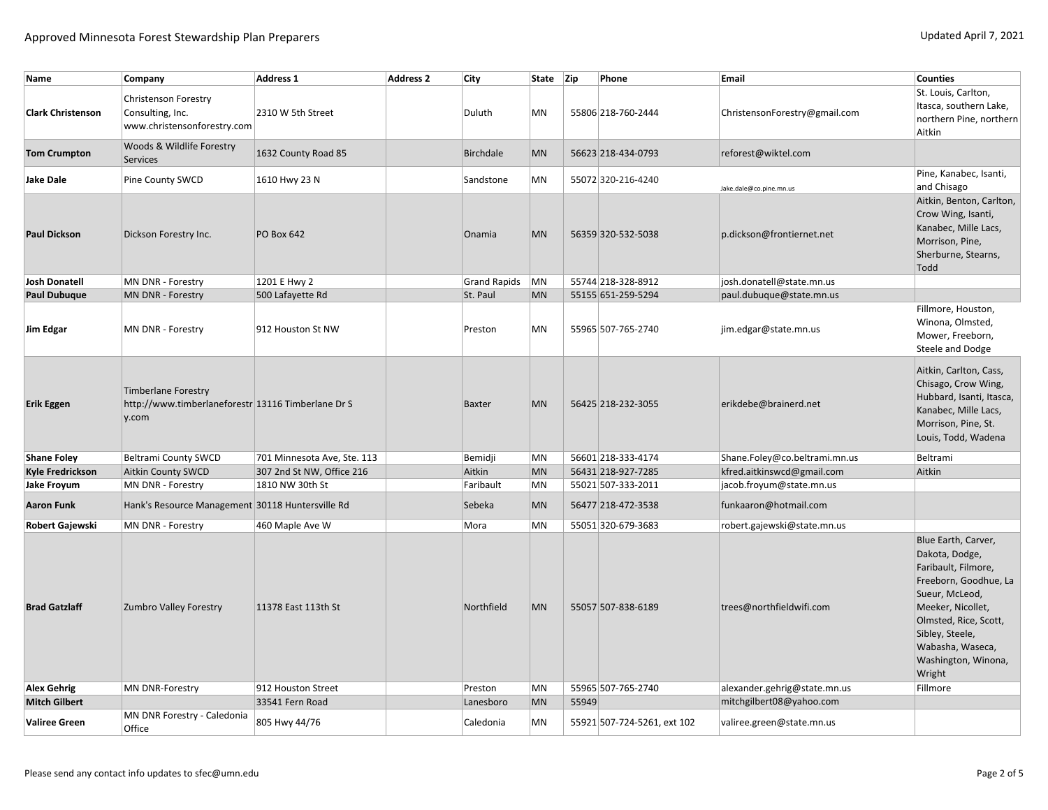| Name | Company | Address 1 | Address 2 | City | State | Zip | Phone | Email | Counties |
|---|---|---|---|---|---|---|---|---|---|
| **Clark Christenson** | Christenson Forestry Consulting, Inc. www.christensonforestry.com | 2310 W 5th Street | | Duluth | MN | 55806 | 218-760-2444 | ChristensonForestry@gmail.com | St. Louis, Carlton, Itasca, southern Lake, northern Pine, northern Aitkin |
| **Tom Crumpton** | Woods & Wildlife Forestry Services | 1632 County Road 85 | | Birchdale | MN | 56623 | 218-434-0793 | reforest@wiktel.com | |
| **Jake Dale** | Pine County SWCD | 1610 Hwy 23 N | | Sandstone | MN | 55072 | 320-216-4240 | Jake.dale@co.pine.mn.us | Pine, Kanabec, Isanti, and Chisago |
| **Paul Dickson** | Dickson Forestry Inc. | PO Box 642 | | Onamia | MN | 56359 | 320-532-5038 | p.dickson@frontiernet.net | Aitkin, Benton, Carlton, Crow Wing, Isanti, Kanabec, Mille Lacs, Morrison, Pine, Sherburne, Stearns, Todd |
| **Josh Donatell** | MN DNR - Forestry | 1201 E Hwy 2 | | Grand Rapids | MN | 55744 | 218-328-8912 | josh.donatell@state.mn.us | |
| **Paul Dubuque** | MN DNR - Forestry | 500 Lafayette Rd | | St. Paul | MN | 55155 | 651-259-5294 | paul.dubuque@state.mn.us | |
| **Jim Edgar** | MN DNR - Forestry | 912 Houston St NW | | Preston | MN | 55965 | 507-765-2740 | jim.edgar@state.mn.us | Fillmore, Houston, Winona, Olmsted, Mower, Freeborn, Steele and Dodge |
| **Erik Eggen** | Timberlane Forestry http://www.timberlaneforestry.com | 13116 Timberlane Dr S | | Baxter | MN | 56425 | 218-232-3055 | erikdebe@brainerd.net | Aitkin, Carlton, Cass, Chisago, Crow Wing, Hubbard, Isanti, Itasca, Kanabec, Mille Lacs, Morrison, Pine, St. Louis, Todd, Wadena |
| **Shane Foley** | Beltrami County SWCD | 701 Minnesota Ave, Ste. 113 | | Bemidji | MN | 56601 | 218-333-4174 | Shane.Foley@co.beltrami.mn.us | Beltrami |
| **Kyle Fredrickson** | Aitkin County SWCD | 307 2nd St NW, Office 216 | | Aitkin | MN | 56431 | 218-927-7285 | kfred.aitkinswcd@gmail.com | Aitkin |
| **Jake Froyum** | MN DNR - Forestry | 1810 NW 30th St | | Faribault | MN | 55021 | 507-333-2011 | jacob.froyum@state.mn.us | |
| **Aaron Funk** | Hank's Resource Management | 30118 Huntersville Rd | | Sebeka | MN | 56477 | 218-472-3538 | funkaaron@hotmail.com | |
| **Robert Gajewski** | MN DNR - Forestry | 460 Maple Ave W | | Mora | MN | 55051 | 320-679-3683 | robert.gajewski@state.mn.us | |
| **Brad Gatzlaff** | Zumbro Valley Forestry | 11378 East 113th St | | Northfield | MN | 55057 | 507-838-6189 | trees@northfieldwifi.com | Blue Earth, Carver, Dakota, Dodge, Faribault, Filmore, Freeborn, Goodhue, La Sueur, McLeod, Meeker, Nicollet, Olmsted, Rice, Scott, Sibley, Steele, Wabasha, Waseca, Washington, Winona, Wright |
| **Alex Gehrig** | MN DNR-Forestry | 912 Houston Street | | Preston | MN | 55965 | 507-765-2740 | alexander.gehrig@state.mn.us | Fillmore |
| **Mitch Gilbert** | | 33541 Fern Road | | Lanesboro | MN | 55949 | | mitchgilbert08@yahoo.com | |
| **Valiree Green** | MN DNR Forestry - Caledonia Office | 805 Hwy 44/76 | | Caledonia | MN | 55921 | 507-724-5261, ext 102 | valiree.green@state.mn.us | |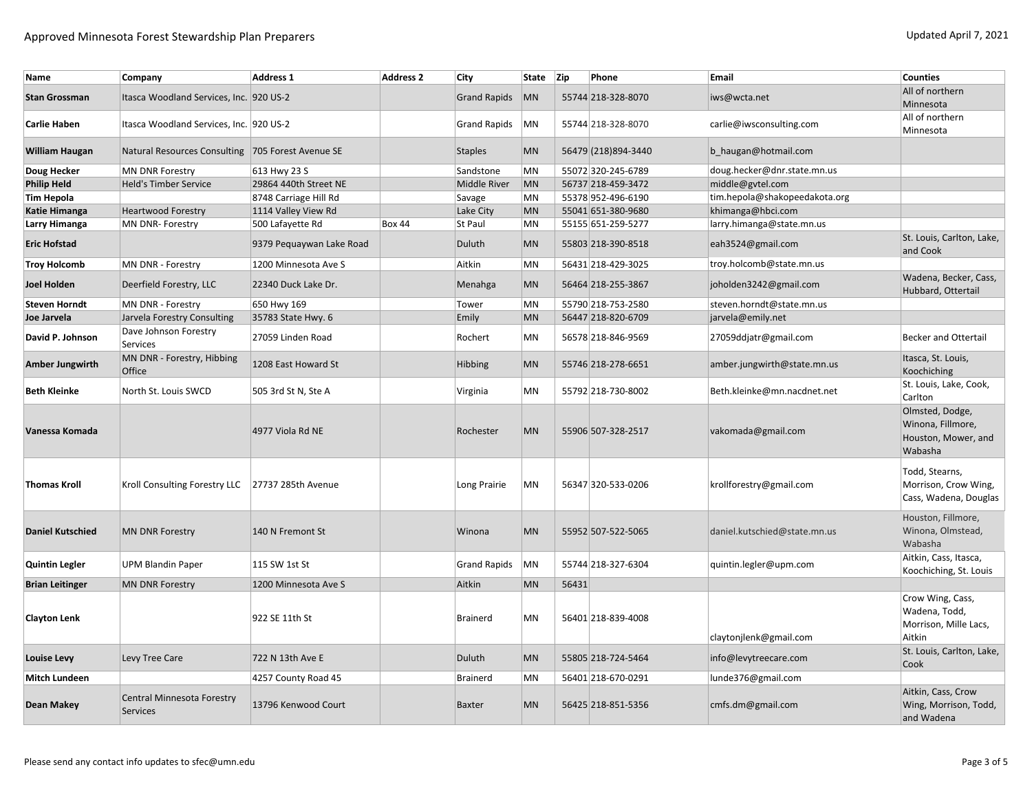| Name | Company | Address 1 | Address 2 | City | State | Zip | Phone | Email | Counties |
|---|---|---|---|---|---|---|---|---|---|
| **Stan Grossman** | Itasca Woodland Services, Inc. | 920 US-2 | | Grand Rapids | MN | 55744 | 218-328-8070 | iws@wcta.net | All of northern Minnesota |
| **Carlie Haben** | Itasca Woodland Services, Inc. | 920 US-2 | | Grand Rapids | MN | 55744 | 218-328-8070 | carlie@iwsconsulting.com | All of northern Minnesota |
| **William Haugan** | Natural Resources Consulting | 705 Forest Avenue SE | | Staples | MN | 56479 | (218)894-3440 | b_haugan@hotmail.com | |
| **Doug Hecker** | MN DNR Forestry | 613 Hwy 23 S | | Sandstone | MN | 55072 | 320-245-6789 | doug.hecker@dnr.state.mn.us | |
| **Philip Held** | Held's Timber Service | 29864 440th Street NE | | Middle River | MN | 56737 | 218-459-3472 | middle@gvtel.com | |
| **Tim Hepola** | | 8748 Carriage Hill Rd | | Savage | MN | 55378 | 952-496-6190 | tim.hepola@shakopeedakota.org | |
| **Katie Himanga** | Heartwood Forestry | 1114 Valley View Rd | | Lake City | MN | 55041 | 651-380-9680 | khimanga@hbci.com | |
| **Larry Himanga** | MN DNR- Forestry | 500 Lafayette Rd | Box 44 | St Paul | MN | 55155 | 651-259-5277 | larry.himanga@state.mn.us | |
| **Eric Hofstad** | | 9379 Pequaywan Lake Road | | Duluth | MN | 55803 | 218-390-8518 | eah3524@gmail.com | St. Louis, Carlton, Lake, and Cook |
| **Troy Holcomb** | MN DNR - Forestry | 1200 Minnesota Ave S | | Aitkin | MN | 56431 | 218-429-3025 | troy.holcomb@state.mn.us | |
| **Joel Holden** | Deerfield Forestry, LLC | 22340 Duck Lake Dr. | | Menahga | MN | 56464 | 218-255-3867 | joholden3242@gmail.com | Wadena, Becker, Cass, Hubbard, Ottertail |
| **Steven Horndt** | MN DNR - Forestry | 650 Hwy 169 | | Tower | MN | 55790 | 218-753-2580 | steven.horndt@state.mn.us | |
| **Joe Jarvela** | Jarvela Forestry Consulting | 35783 State Hwy. 6 | | Emily | MN | 56447 | 218-820-6709 | jarvela@emily.net | |
| **David P. Johnson** | Dave Johnson Forestry Services | 27059 Linden Road | | Rochert | MN | 56578 | 218-846-9569 | 27059ddjatr@gmail.com | Becker and Ottertail |
| **Amber Jungwirth** | MN DNR - Forestry, Hibbing Office | 1208 East Howard St | | Hibbing | MN | 55746 | 218-278-6651 | amber.jungwirth@state.mn.us | Itasca, St. Louis, Koochiching |
| **Beth Kleinke** | North St. Louis SWCD | 505 3rd St N, Ste A | | Virginia | MN | 55792 | 218-730-8002 | Beth.kleinke@mn.nacdnet.net | St. Louis, Lake, Cook, Carlton |
| **Vanessa Komada** | | 4977 Viola Rd NE | | Rochester | MN | 55906 | 507-328-2517 | vakomada@gmail.com | Olmsted, Dodge, Winona, Fillmore, Houston, Mower, and Wabasha |
| **Thomas Kroll** | Kroll Consulting Forestry LLC | 27737 285th Avenue | | Long Prairie | MN | 56347 | 320-533-0206 | krollforestry@gmail.com | Todd, Stearns, Morrison, Crow Wing, Cass, Wadena, Douglas |
| **Daniel Kutschied** | MN DNR Forestry | 140 N Fremont St | | Winona | MN | 55952 | 507-522-5065 | daniel.kutschied@state.mn.us | Houston, Fillmore, Winona, Olmstead, Wabasha |
| **Quintin Legler** | UPM Blandin Paper | 115 SW 1st St | | Grand Rapids | MN | 55744 | 218-327-6304 | quintin.legler@upm.com | Aitkin, Cass, Itasca, Koochiching, St. Louis |
| **Brian Leitinger** | MN DNR Forestry | 1200 Minnesota Ave S | | Aitkin | MN | 56431 | | | |
| **Clayton Lenk** | | 922 SE 11th St | | Brainerd | MN | 56401 | 218-839-4008 | claytonjlenk@gmail.com | Crow Wing, Cass, Wadena, Todd, Morrison, Mille Lacs, Aitkin |
| **Louise Levy** | Levy Tree Care | 722 N 13th Ave E | | Duluth | MN | 55805 | 218-724-5464 | info@levytreecare.com | St. Louis, Carlton, Lake, Cook |
| **Mitch Lundeen** | | 4257 County Road 45 | | Brainerd | MN | 56401 | 218-670-0291 | lunde376@gmail.com | |
| **Dean Makey** | Central Minnesota Forestry Services | 13796 Kenwood Court | | Baxter | MN | 56425 | 218-851-5356 | cmfs.dm@gmail.com | Aitkin, Cass, Crow Wing, Morrison, Todd, and Wadena |

Please send any contact info updates to sfec@umn.edu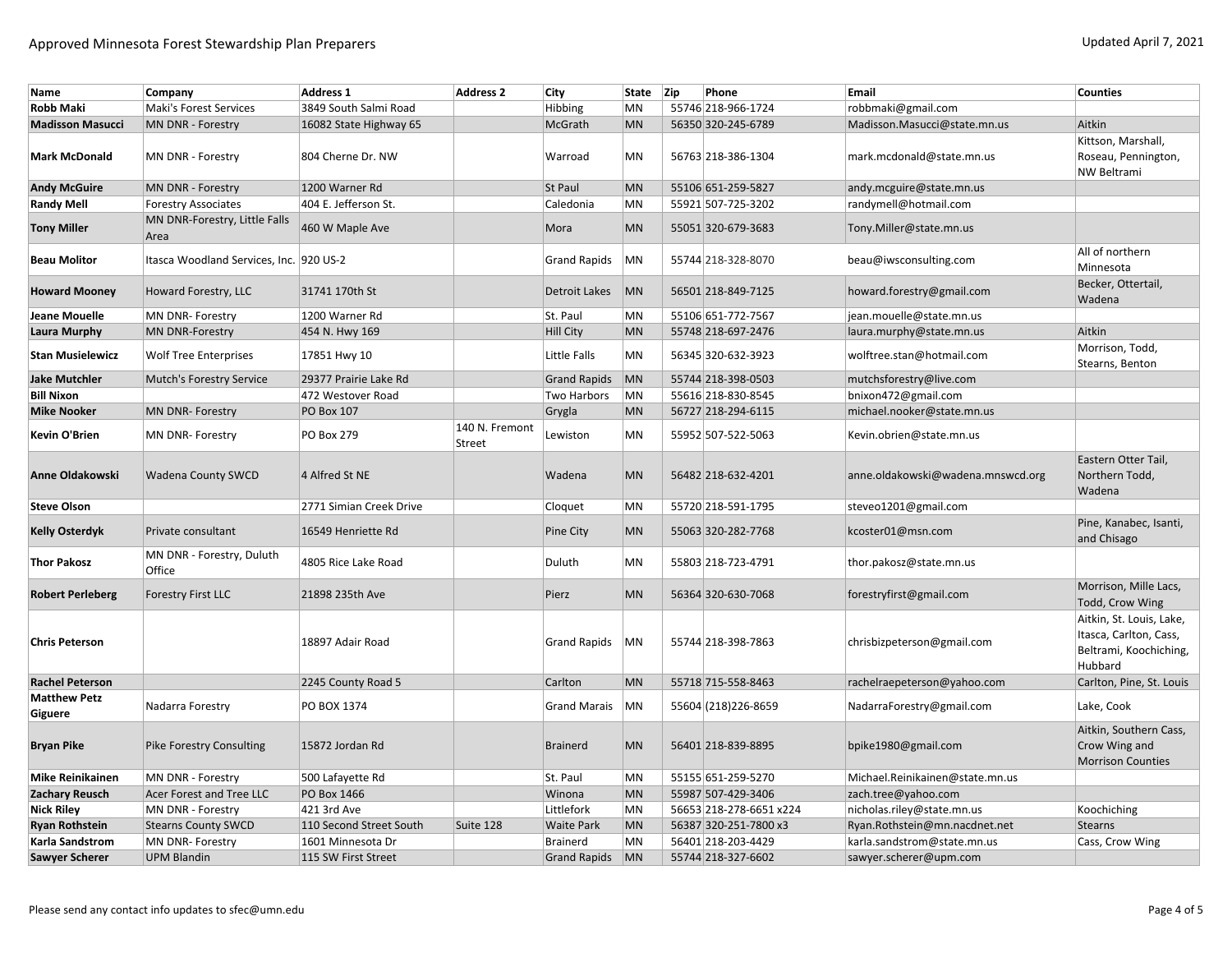| Name | Company | Address 1 | Address 2 | City | State | Zip | Phone | Email | Counties |
|---|---|---|---|---|---|---|---|---|---|
| **Robb Maki** | Maki's Forest Services | 3849 South Salmi Road | | Hibbing | MN | 55746 | 218-966-1724 | robbmaki@gmail.com | |
| **Madisson Masucci** | MN DNR - Forestry | 16082 State Highway 65 | | McGrath | MN | 56350 | 320-245-6789 | Madisson.Masucci@state.mn.us | Aitkin |
| **Mark McDonald** | MN DNR - Forestry | 804 Cherne Dr. NW | | Warroad | MN | 56763 | 218-386-1304 | mark.mcdonald@state.mn.us | Kittson, Marshall, Roseau, Pennington, NW Beltrami |
| **Andy McGuire** | MN DNR - Forestry | 1200 Warner Rd | | St Paul | MN | 55106 | 651-259-5827 | andy.mcguire@state.mn.us | |
| **Randy Mell** | Forestry Associates | 404 E. Jefferson St. | | Caledonia | MN | 55921 | 507-725-3202 | randymell@hotmail.com | |
| **Tony Miller** | MN DNR-Forestry, Little Falls Area | 460 W Maple Ave | | Mora | MN | 55051 | 320-679-3683 | Tony.Miller@state.mn.us | |
| **Beau Molitor** | Itasca Woodland Services, Inc. | 920 US-2 | | Grand Rapids | MN | 55744 | 218-328-8070 | beau@iwsconsulting.com | All of northern Minnesota |
| **Howard Mooney** | Howard Forestry, LLC | 31741 170th St | | Detroit Lakes | MN | 56501 | 218-849-7125 | howard.forestry@gmail.com | Becker, Ottertail, Wadena |
| **Jeane Mouelle** | MN DNR- Forestry | 1200 Warner Rd | | St. Paul | MN | 55106 | 651-772-7567 | jean.mouelle@state.mn.us | |
| **Laura Murphy** | MN DNR-Forestry | 454 N. Hwy 169 | | Hill City | MN | 55748 | 218-697-2476 | laura.murphy@state.mn.us | Aitkin |
| **Stan Musielewicz** | Wolf Tree Enterprises | 17851 Hwy 10 | | Little Falls | MN | 56345 | 320-632-3923 | wolftree.stan@hotmail.com | Morrison, Todd, Stearns, Benton |
| **Jake Mutchler** | Mutch's Forestry Service | 29377 Prairie Lake Rd | | Grand Rapids | MN | 55744 | 218-398-0503 | mutchsforestry@live.com | |
| **Bill Nixon** | | 472 Westover Road | | Two Harbors | MN | 55616 | 218-830-8545 | bnixon472@gmail.com | |
| **Mike Nooker** | MN DNR- Forestry | PO Box 107 | | Grygla | MN | 56727 | 218-294-6115 | michael.nooker@state.mn.us | |
| **Kevin O'Brien** | MN DNR- Forestry | PO Box 279 | 140 N. Fremont Street | Lewiston | MN | 55952 | 507-522-5063 | Kevin.obrien@state.mn.us | |
| **Anne Oldakowski** | Wadena County SWCD | 4 Alfred St NE | | Wadena | MN | 56482 | 218-632-4201 | anne.oldakowski@wadena.mnswcd.org | Eastern Otter Tail, Northern Todd, Wadena |
| **Steve Olson** | | 2771 Simian Creek Drive | | Cloquet | MN | 55720 | 218-591-1795 | steveo1201@gmail.com | |
| **Kelly Osterdyk** | Private consultant | 16549 Henriette Rd | | Pine City | MN | 55063 | 320-282-7768 | kcoster01@msn.com | Pine, Kanabec, Isanti, and Chisago |
| **Thor Pakosz** | MN DNR - Forestry, Duluth Office | 4805 Rice Lake Road | | Duluth | MN | 55803 | 218-723-4791 | thor.pakosz@state.mn.us | |
| **Robert Perleberg** | Forestry First LLC | 21898 235th Ave | | Pierz | MN | 56364 | 320-630-7068 | forestryfirst@gmail.com | Morrison, Mille Lacs, Todd, Crow Wing |
| **Chris Peterson** | | 18897 Adair Road | | Grand Rapids | MN | 55744 | 218-398-7863 | chrisbizpeterson@gmail.com | Aitkin, St. Louis, Lake, Itasca, Carlton, Cass, Beltrami, Koochiching, Hubbard |
| **Rachel Peterson** | | 2245 County Road 5 | | Carlton | MN | 55718 | 715-558-8463 | rachelraepeterson@yahoo.com | Carlton, Pine, St. Louis |
| **Matthew Petz Giguere** | Nadarra Forestry | PO BOX 1374 | | Grand Marais | MN | 55604 | (218)226-8659 | NadarraForestry@gmail.com | Lake, Cook |
| **Bryan Pike** | Pike Forestry Consulting | 15872 Jordan Rd | | Brainerd | MN | 56401 | 218-839-8895 | bpike1980@gmail.com | Aitkin, Southern Cass, Crow Wing and Morrison Counties |
| **Mike Reinikainen** | MN DNR - Forestry | 500 Lafayette Rd | | St. Paul | MN | 55155 | 651-259-5270 | Michael.Reinikainen@state.mn.us | |
| **Zachary Reusch** | Acer Forest and Tree LLC | PO Box 1466 | | Winona | MN | 55987 | 507-429-3406 | zach.tree@yahoo.com | |
| **Nick Riley** | MN DNR - Forestry | 421 3rd Ave | | Littlefork | MN | 56653 | 218-278-6651 x224 | nicholas.riley@state.mn.us | Koochiching |
| **Ryan Rothstein** | Stearns County SWCD | 110 Second Street South | Suite 128 | Waite Park | MN | 56387 | 320-251-7800 x3 | Ryan.Rothstein@mn.nacdnet.net | Stearns |
| **Karla Sandstrom** | MN DNR- Forestry | 1601 Minnesota Dr | | Brainerd | MN | 56401 | 218-203-4429 | karla.sandstrom@state.mn.us | Cass, Crow Wing |
| **Sawyer Scherer** | UPM Blandin | 115 SW First Street | | Grand Rapids | MN | 55744 | 218-327-6602 | sawyer.scherer@upm.com | |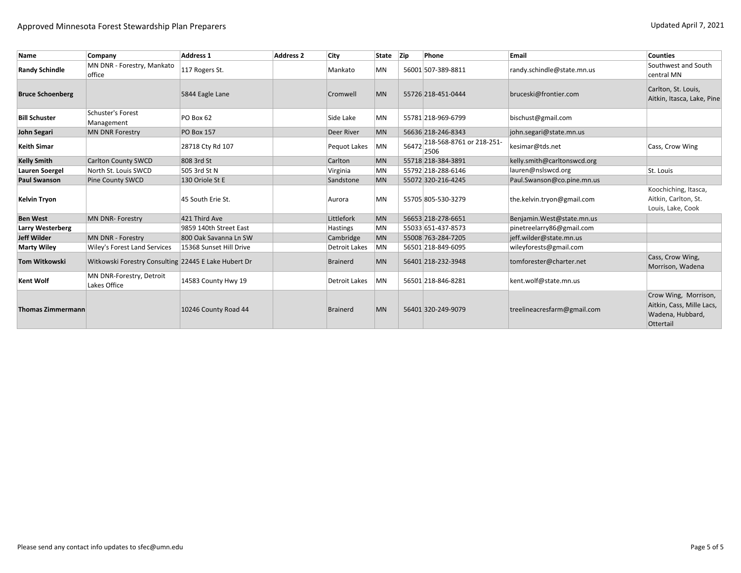| Name | Company | Address 1 | Address 2 | City | State | Zip | Phone | Email | Counties |
|---|---|---|---|---|---|---|---|---|---|
| **Randy Schindle** | MN DNR - Forestry, Mankato office | 117 Rogers St. | | Mankato | MN | 56001 | 507-389-8811 | randy.schindle@state.mn.us | Southwest and South central MN |
| **Bruce Schoenberg** | | 5844 Eagle Lane | | Cromwell | MN | 55726 | 218-451-0444 | bruceski@frontier.com | Carlton, St. Louis, Aitkin, Itasca, Lake, Pine |
| **Bill Schuster** | Schuster's Forest Management | PO Box 62 | | Side Lake | MN | 55781 | 218-969-6799 | bischust@gmail.com | |
| **John Segari** | MN DNR Forestry | PO Box 157 | | Deer River | MN | 56636 | 218-246-8343 | john.segari@state.mn.us | |
| **Keith Simar** | | 28718 Cty Rd 107 | | Pequot Lakes | MN | 56472 | 218-568-8761 or 218-251-2506 | kesimar@tds.net | Cass, Crow Wing |
| **Kelly Smith** | Carlton County SWCD | 808 3rd St | | Carlton | MN | 55718 | 218-384-3891 | kelly.smith@carltonswcd.org | |
| **Lauren Soergel** | North St. Louis SWCD | 505 3rd St N | | Virginia | MN | 55792 | 218-288-6146 | lauren@nslswcd.org | St. Louis |
| **Paul Swanson** | Pine County SWCD | 130 Oriole St E | | Sandstone | MN | 55072 | 320-216-4245 | Paul.Swanson@co.pine.mn.us | |
| **Kelvin Tryon** | | 45 South Erie St. | | Aurora | MN | 55705 | 805-530-3279 | the.kelvin.tryon@gmail.com | Koochiching, Itasca, Aitkin, Carlton, St. Louis, Lake, Cook |
| **Ben West** | MN DNR- Forestry | 421 Third Ave | | Littlefork | MN | 56653 | 218-278-6651 | Benjamin.West@state.mn.us | |
| **Larry Westerberg** | | 9859 140th Street East | | Hastings | MN | 55033 | 651-437-8573 | pinetreelarry86@gmail.com | |
| **Jeff Wilder** | MN DNR - Forestry | 800 Oak Savanna Ln SW | | Cambridge | MN | 55008 | 763-284-7205 | jeff.wilder@state.mn.us | |
| **Marty Wiley** | Wiley's Forest Land Services | 15368 Sunset Hill Drive | | Detroit Lakes | MN | 56501 | 218-849-6095 | wileyforests@gmail.com | |
| **Tom Witkowski** | Witkowski Forestry Consulting | 22445 E Lake Hubert Dr | | Brainerd | MN | 56401 | 218-232-3948 | tomforester@charter.net | Cass, Crow Wing, Morrison, Wadena |
| **Kent Wolf** | MN DNR-Forestry, Detroit Lakes Office | 14583 County Hwy 19 | | Detroit Lakes | MN | 56501 | 218-846-8281 | kent.wolf@state.mn.us | |
| **Thomas Zimmermann** | | 10246 County Road 44 | | Brainerd | MN | 56401 | 320-249-9079 | treelineacresfarm@gmail.com | Crow Wing, Morrison, Aitkin, Cass, Mille Lacs, Wadena, Hubbard, Ottertail |